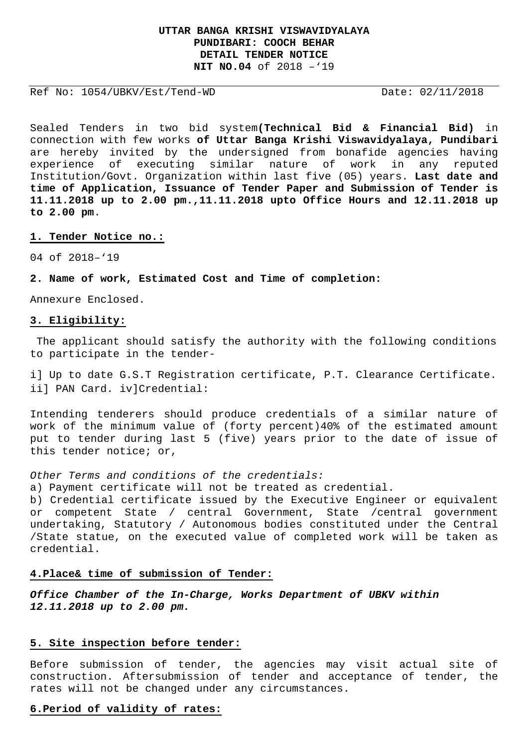**UTTAR BANGA KRISHI VISWAVIDYALAYA**
**PUNDIBARI: COOCH BEHAR**
**DETAIL TENDER NOTICE**
**NIT NO.04** of 2018 –'19

Ref No: 1054/UBKV/Est/Tend-WD Date: 02/11/2018

Sealed Tenders in two bid system**(Technical Bid & Financial Bid)** in connection with few works **of Uttar Banga Krishi Viswavidyalaya, Pundibari** are hereby invited by the undersigned from bonafide agencies having experience of executing similar nature of work in any reputed Institution/Govt. Organization within last five (05) years. **Last date and time of Application, Issuance of Tender Paper and Submission of Tender is 11.11.2018 up to 2.00 pm.,11.11.2018 upto Office Hours and 12.11.2018 up to 2.00 pm**.

**1. Tender Notice no.:**

04 of 2018–'19

**2. Name of work, Estimated Cost and Time of completion:**

Annexure Enclosed.

**3. Eligibility:**

The applicant should satisfy the authority with the following conditions to participate in the tender-

i] Up to date G.S.T Registration certificate, P.T. Clearance Certificate. ii] PAN Card. iv]Credential:

Intending tenderers should produce credentials of a similar nature of work of the minimum value of (forty percent)40% of the estimated amount put to tender during last 5 (five) years prior to the date of issue of this tender notice; or,

*Other Terms and conditions of the credentials:*
a) Payment certificate will not be treated as credential.
b) Credential certificate issued by the Executive Engineer or equivalent or competent State / central Government, State /central government undertaking, Statutory / Autonomous bodies constituted under the Central /State statue, on the executed value of completed work will be taken as credential.

**4.Place& time of submission of Tender:**

***Office Chamber of the In-Charge, Works Department of UBKV within 12.11.2018 up to 2.00 pm.***

**5. Site inspection before tender:**

Before submission of tender, the agencies may visit actual site of construction. Aftersubmission of tender and acceptance of tender, the rates will not be changed under any circumstances.

**6.Period of validity of rates:**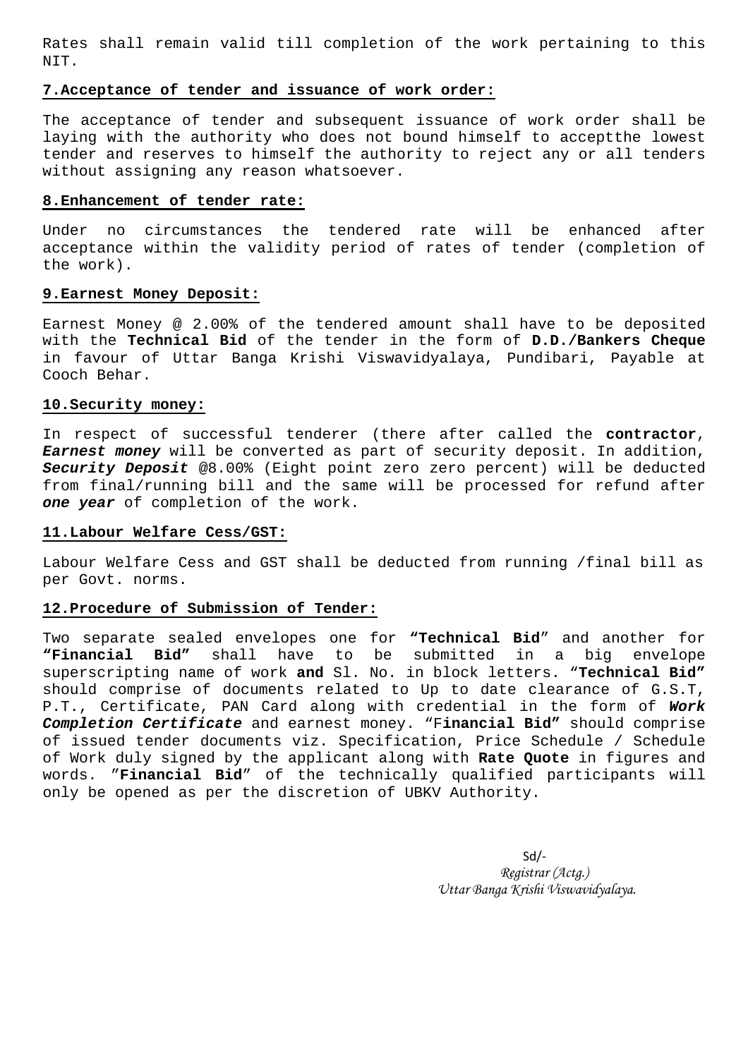Rates shall remain valid till completion of the work pertaining to this NIT.

**7.Acceptance of tender and issuance of work order:**

The acceptance of tender and subsequent issuance of work order shall be laying with the authority who does not bound himself to acceptthe lowest tender and reserves to himself the authority to reject any or all tenders without assigning any reason whatsoever.

**8.Enhancement of tender rate:**

Under no circumstances the tendered rate will be enhanced after acceptance within the validity period of rates of tender (completion of the work).

**9.Earnest Money Deposit:**

Earnest Money @ 2.00% of the tendered amount shall have to be deposited with the **Technical Bid** of the tender in the form of **D.D./Bankers Cheque** in favour of Uttar Banga Krishi Viswavidyalaya, Pundibari, Payable at Cooch Behar.

**10.Security money:**

In respect of successful tenderer (there after called the **contractor**, ***Earnest money*** will be converted as part of security deposit. In addition, ***Security Deposit*** @8.00% (Eight point zero zero percent) will be deducted from final/running bill and the same will be processed for refund after ***one year*** of completion of the work.

**11.Labour Welfare Cess/GST:**

Labour Welfare Cess and GST shall be deducted from running /final bill as per Govt. norms.

**12.Procedure of Submission of Tender:**

Two separate sealed envelopes one for **"Technical Bid"** and another for **"Financial Bid"** shall have to be submitted in a big envelope superscripting name of work **and** Sl. No. in block letters. "**Technical Bid"** should comprise of documents related to Up to date clearance of G.S.T, P.T., Certificate, PAN Card along with credential in the form of ***Work Completion Certificate*** and earnest money. "F**inancial Bid"** should comprise of issued tender documents viz. Specification, Price Schedule / Schedule of Work duly signed by the applicant along with **Rate Quote** in figures and words. "**Financial Bid**" of the technically qualified participants will only be opened as per the discretion of UBKV Authority.

Sd/-
*Registrar (Actg.)*
*Uttar Banga Krishi Viswavidyalaya.*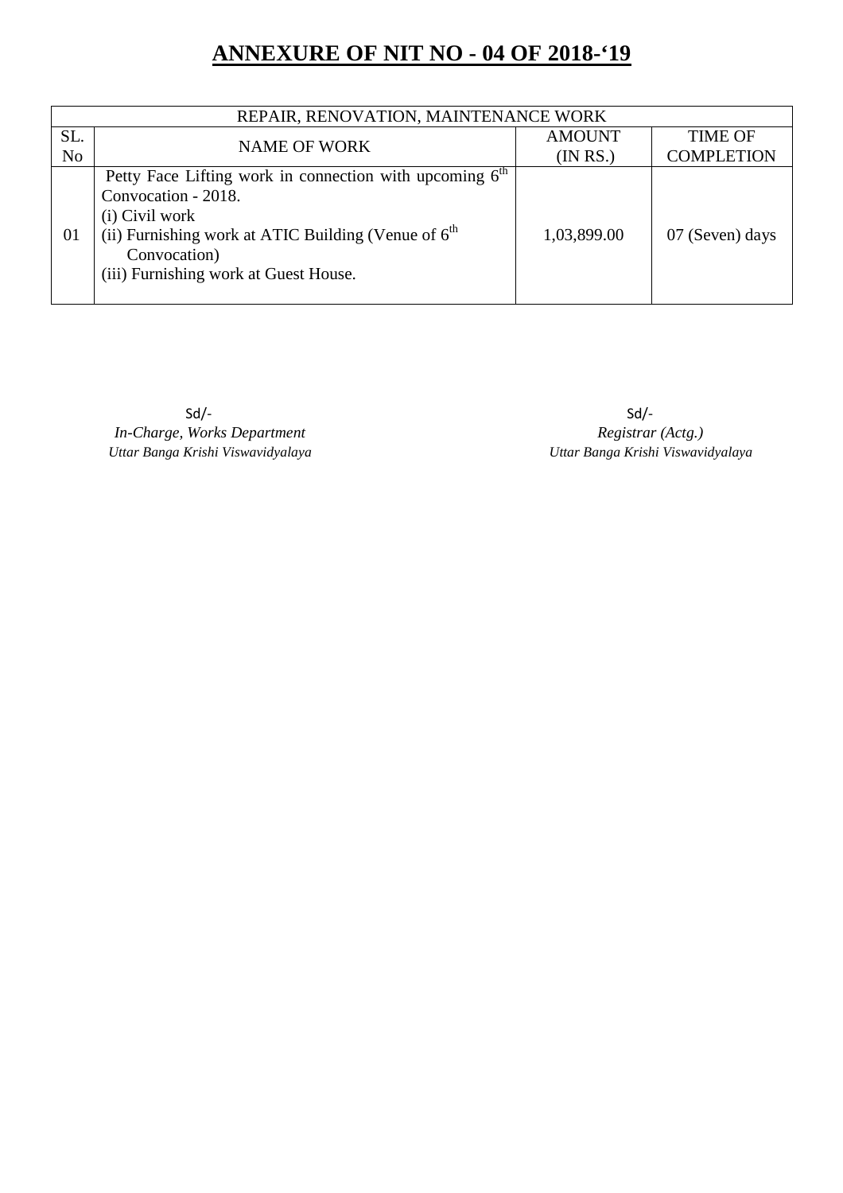# ANNEXURE OF NIT NO - 04 OF 2018-'19

| REPAIR, RENOVATION, MAINTENANCE WORK | | | |
|---|---|---|---|
| SL. No | NAME OF WORK | AMOUNT (IN RS.) | TIME OF COMPLETION |
| 01 | Petty Face Lifting work in connection with upcoming 6th Convocation - 2018.<br>(i) Civil work<br>(ii) Furnishing work at ATIC Building (Venue of 6th Convocation)<br>(iii) Furnishing work at Guest House. | 1,03,899.00 | 07 (Seven) days |

Sd/-
*In-Charge, Works Department*
*Uttar Banga Krishi Viswavidyalaya*

Sd/-
*Registrar (Actg.)*
*Uttar Banga Krishi Viswavidyalaya*